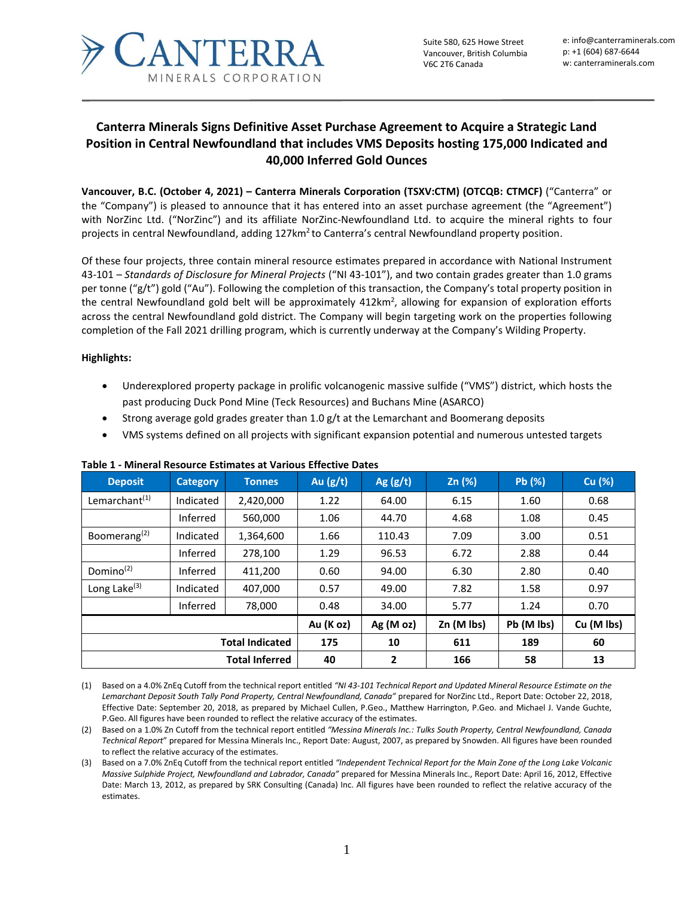Suite 580, 625 Howe Street
Vancouver, British Columbia
V6C 2T6 Canada

e: info@canterraminerals.com
p: +1 (604) 687-6644
w: canterraminerals.com

# Canterra Minerals Signs Definitive Asset Purchase Agreement to Acquire a Strategic Land Position in Central Newfoundland that includes VMS Deposits hosting 175,000 Indicated and 40,000 Inferred Gold Ounces

**Vancouver, B.C. (October 4, 2021) – Canterra Minerals Corporation (TSXV:CTM) (OTCQB: CTMCF)** ("Canterra" or the "Company") is pleased to announce that it has entered into an asset purchase agreement (the "Agreement") with NorZinc Ltd. ("NorZinc") and its affiliate NorZinc-Newfoundland Ltd. to acquire the mineral rights to four projects in central Newfoundland, adding 127km$^2$ to Canterra's central Newfoundland property position.

Of these four projects, three contain mineral resource estimates prepared in accordance with National Instrument 43-101 – *Standards of Disclosure for Mineral Projects* ("NI 43-101"), and two contain grades greater than 1.0 grams per tonne ("g/t") gold ("Au"). Following the completion of this transaction, the Company's total property position in the central Newfoundland gold belt will be approximately 412km$^2$, allowing for expansion of exploration efforts across the central Newfoundland gold district. The Company will begin targeting work on the properties following completion of the Fall 2021 drilling program, which is currently underway at the Company's Wilding Property.

**Highlights:**

- Underexplored property package in prolific volcanogenic massive sulfide ("VMS") district, which hosts the past producing Duck Pond Mine (Teck Resources) and Buchans Mine (ASARCO)
- Strong average gold grades greater than 1.0 g/t at the Lemarchant and Boomerang deposits
- VMS systems defined on all projects with significant expansion potential and numerous untested targets

**Table 1 - Mineral Resource Estimates at Various Effective Dates**

| Deposit | Category | Tonnes | Au (g/t) | Ag (g/t) | Zn (%) | Pb (%) | Cu (%) |
|---|---|---|---|---|---|---|---|
| Lemarchant[1] | Indicated | 2,420,000 | 1.22 | 64.00 | 6.15 | 1.60 | 0.68 |
| | Inferred | 560,000 | 1.06 | 44.70 | 4.68 | 1.08 | 0.45 |
| Boomerang[2] | Indicated | 1,364,600 | 1.66 | 110.43 | 7.09 | 3.00 | 0.51 |
| | Inferred | 278,100 | 1.29 | 96.53 | 6.72 | 2.88 | 0.44 |
| Domino[2] | Inferred | 411,200 | 0.60 | 94.00 | 6.30 | 2.80 | 0.40 |
| Long Lake[3] | Indicated | 407,000 | 0.57 | 49.00 | 7.82 | 1.58 | 0.97 |
| | Inferred | 78,000 | 0.48 | 34.00 | 5.77 | 1.24 | 0.70 |
| | | | **Au (K oz)** | **Ag (M oz)** | **Zn (M lbs)** | **Pb (M lbs)** | **Cu (M lbs)** |
| | | **Total Indicated** | **175** | **10** | **611** | **189** | **60** |
| | | **Total Inferred** | **40** | **2** | **166** | **58** | **13** |

(1) Based on a 4.0% ZnEq Cutoff from the technical report entitled *"NI 43-101 Technical Report and Updated Mineral Resource Estimate on the Lemarchant Deposit South Tally Pond Property, Central Newfoundland, Canada"* prepared for NorZinc Ltd., Report Date: October 22, 2018, Effective Date: September 20, 2018, as prepared by Michael Cullen, P.Geo., Matthew Harrington, P.Geo. and Michael J. Vande Guchte, P.Geo. All figures have been rounded to reflect the relative accuracy of the estimates.

(2) Based on a 1.0% Zn Cutoff from the technical report entitled *"Messina Minerals Inc.: Tulks South Property, Central Newfoundland, Canada Technical Report"* prepared for Messina Minerals Inc., Report Date: August, 2007, as prepared by Snowden. All figures have been rounded to reflect the relative accuracy of the estimates.

(3) Based on a 7.0% ZnEq Cutoff from the technical report entitled *"Independent Technical Report for the Main Zone of the Long Lake Volcanic Massive Sulphide Project, Newfoundland and Labrador, Canada"* prepared for Messina Minerals Inc., Report Date: April 16, 2012, Effective Date: March 13, 2012, as prepared by SRK Consulting (Canada) Inc. All figures have been rounded to reflect the relative accuracy of the estimates.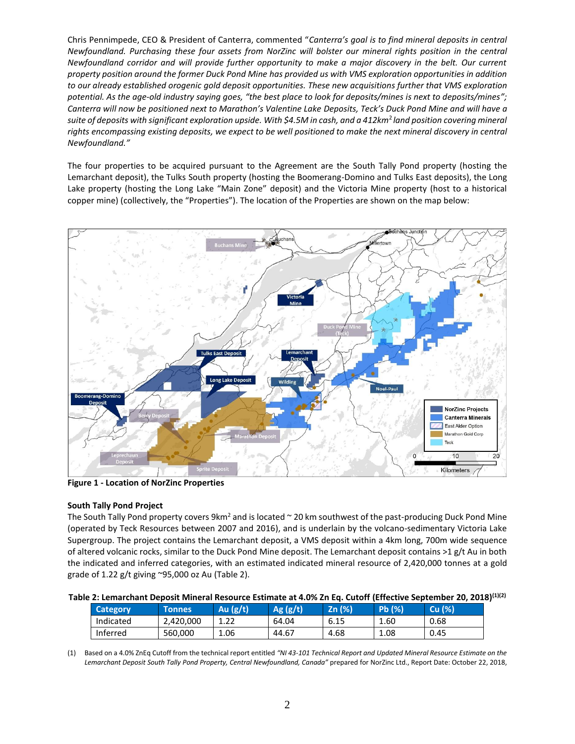Chris Pennimpede, CEO & President of Canterra, commented "*Canterra's goal is to find mineral deposits in central Newfoundland. Purchasing these four assets from NorZinc will bolster our mineral rights position in the central Newfoundland corridor and will provide further opportunity to make a major discovery in the belt. Our current property position around the former Duck Pond Mine has provided us with VMS exploration opportunities in addition to our already established orogenic gold deposit opportunities. These new acquisitions further that VMS exploration potential. As the age-old industry saying goes, "the best place to look for deposits/mines is next to deposits/mines"; Canterra will now be positioned next to Marathon's Valentine Lake Deposits, Teck's Duck Pond Mine and will have a suite of deposits with significant exploration upside. With $4.5M in cash, and a 412km² land position covering mineral rights encompassing existing deposits, we expect to be well positioned to make the next mineral discovery in central Newfoundland.*"

The four properties to be acquired pursuant to the Agreement are the South Tally Pond property (hosting the Lemarchant deposit), the Tulks South property (hosting the Boomerang-Domino and Tulks East deposits), the Long Lake property (hosting the Long Lake "Main Zone" deposit) and the Victoria Mine property (host to a historical copper mine) (collectively, the "Properties"). The location of the Properties are shown on the map below:

**Figure 1 - Location of NorZinc Properties**

**South Tally Pond Project**

The South Tally Pond property covers 9km² and is located ~ 20 km southwest of the past-producing Duck Pond Mine (operated by Teck Resources between 2007 and 2016), and is underlain by the volcano-sedimentary Victoria Lake Supergroup. The project contains the Lemarchant deposit, a VMS deposit within a 4km long, 700m wide sequence of altered volcanic rocks, similar to the Duck Pond Mine deposit. The Lemarchant deposit contains >1 g/t Au in both the indicated and inferred categories, with an estimated indicated mineral resource of 2,420,000 tonnes at a gold grade of 1.22 g/t giving ~95,000 oz Au (Table 2).

**Table 2: Lemarchant Deposit Mineral Resource Estimate at 4.0% Zn Eq. Cutoff (Effective September 20, 2018)(1)(2)**

| Category | Tonnes | Au (g/t) | Ag (g/t) | Zn (%) | Pb (%) | Cu (%) |
|---|---|---|---|---|---|---|
| Indicated | 2,420,000 | 1.22 | 64.04 | 6.15 | 1.60 | 0.68 |
| Inferred | 560,000 | 1.06 | 44.67 | 4.68 | 1.08 | 0.45 |

(1) Based on a 4.0% ZnEq Cutoff from the technical report entitled *"NI 43-101 Technical Report and Updated Mineral Resource Estimate on the Lemarchant Deposit South Tally Pond Property, Central Newfoundland, Canada"* prepared for NorZinc Ltd., Report Date: October 22, 2018,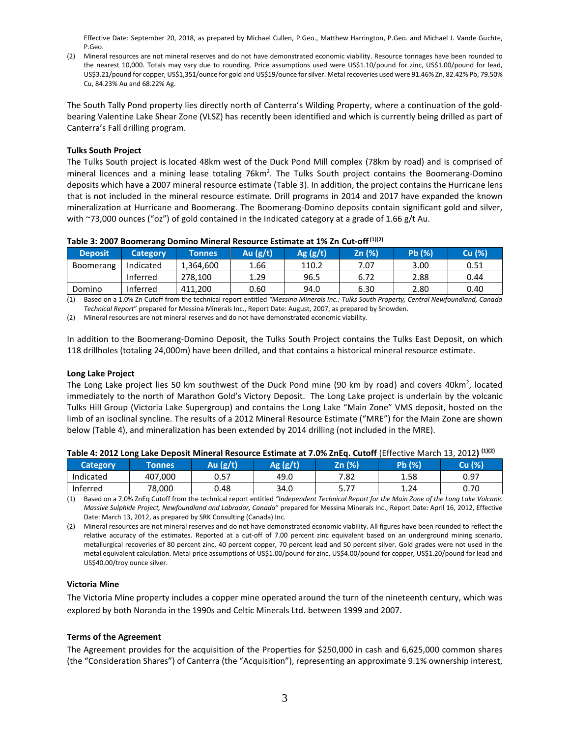Effective Date: September 20, 2018, as prepared by Michael Cullen, P.Geo., Matthew Harrington, P.Geo. and Michael J. Vande Guchte, P.Geo.

(2) Mineral resources are not mineral reserves and do not have demonstrated economic viability. Resource tonnages have been rounded to the nearest 10,000. Totals may vary due to rounding. Price assumptions used were US$1.10/pound for zinc, US$1.00/pound for lead, US$3.21/pound for copper, US$1,351/ounce for gold and US$19/ounce for silver. Metal recoveries used were 91.46% Zn, 82.42% Pb, 79.50% Cu, 84.23% Au and 68.22% Ag.

The South Tally Pond property lies directly north of Canterra's Wilding Property, where a continuation of the gold-bearing Valentine Lake Shear Zone (VLSZ) has recently been identified and which is currently being drilled as part of Canterra's Fall drilling program.

**Tulks South Project**

The Tulks South project is located 48km west of the Duck Pond Mill complex (78km by road) and is comprised of mineral licences and a mining lease totaling 76km$^2$. The Tulks South project contains the Boomerang-Domino deposits which have a 2007 mineral resource estimate (Table 3). In addition, the project contains the Hurricane lens that is not included in the mineral resource estimate. Drill programs in 2014 and 2017 have expanded the known mineralization at Hurricane and Boomerang. The Boomerang-Domino deposits contain significant gold and silver, with ~73,000 ounces ("oz") of gold contained in the Indicated category at a grade of 1.66 g/t Au.

**Table 3: 2007 Boomerang Domino Mineral Resource Estimate at 1% Zn Cut-off (1)(2)**

| Deposit | Category | Tonnes | Au (g/t) | Ag (g/t) | Zn (%) | Pb (%) | Cu (%) |
|---|---|---|---|---|---|---|---|
| Boomerang | Indicated | 1,364,600 | 1.66 | 110.2 | 7.07 | 3.00 | 0.51 |
| | Inferred | 278,100 | 1.29 | 96.5 | 6.72 | 2.88 | 0.44 |
| Domino | Inferred | 411,200 | 0.60 | 94.0 | 6.30 | 2.80 | 0.40 |

(1) Based on a 1.0% Zn Cutoff from the technical report entitled *"Messina Minerals Inc.: Tulks South Property, Central Newfoundland, Canada Technical Report"* prepared for Messina Minerals Inc., Report Date: August, 2007, as prepared by Snowden.

(2) Mineral resources are not mineral reserves and do not have demonstrated economic viability.

In addition to the Boomerang-Domino Deposit, the Tulks South Project contains the Tulks East Deposit, on which 118 drillholes (totaling 24,000m) have been drilled, and that contains a historical mineral resource estimate.

**Long Lake Project**

The Long Lake project lies 50 km southwest of the Duck Pond mine (90 km by road) and covers 40km$^2$, located immediately to the north of Marathon Gold's Victory Deposit. The Long Lake project is underlain by the volcanic Tulks Hill Group (Victoria Lake Supergroup) and contains the Long Lake "Main Zone" VMS deposit, hosted on the limb of an isoclinal syncline. The results of a 2012 Mineral Resource Estimate ("MRE") for the Main Zone are shown below (Table 4), and mineralization has been extended by 2014 drilling (not included in the MRE).

**Table 4: 2012 Long Lake Deposit Mineral Resource Estimate at 7.0% ZnEq. Cutoff** (Effective March 13, 2012**)** (1)(2)

| Category | Tonnes | Au (g/t) | Ag (g/t) | Zn (%) | Pb (%) | Cu (%) |
|---|---|---|---|---|---|---|
| Indicated | 407,000 | 0.57 | 49.0 | 7.82 | 1.58 | 0.97 |
| Inferred | 78,000 | 0.48 | 34.0 | 5.77 | 1.24 | 0.70 |

(1) Based on a 7.0% ZnEq Cutoff from the technical report entitled *"Independent Technical Report for the Main Zone of the Long Lake Volcanic Massive Sulphide Project, Newfoundland and Labrador, Canada"* prepared for Messina Minerals Inc., Report Date: April 16, 2012, Effective Date: March 13, 2012, as prepared by SRK Consulting (Canada) Inc.

(2) Mineral resources are not mineral reserves and do not have demonstrated economic viability. All figures have been rounded to reflect the relative accuracy of the estimates. Reported at a cut-off of 7.00 percent zinc equivalent based on an underground mining scenario, metallurgical recoveries of 80 percent zinc, 40 percent copper, 70 percent lead and 50 percent silver. Gold grades were not used in the metal equivalent calculation. Metal price assumptions of US$1.00/pound for zinc, US$4.00/pound for copper, US$1.20/pound for lead and US$40.00/troy ounce silver.

**Victoria Mine**

The Victoria Mine property includes a copper mine operated around the turn of the nineteenth century, which was explored by both Noranda in the 1990s and Celtic Minerals Ltd. between 1999 and 2007.

**Terms of the Agreement**

The Agreement provides for the acquisition of the Properties for $250,000 in cash and 6,625,000 common shares (the "Consideration Shares") of Canterra (the "Acquisition"), representing an approximate 9.1% ownership interest,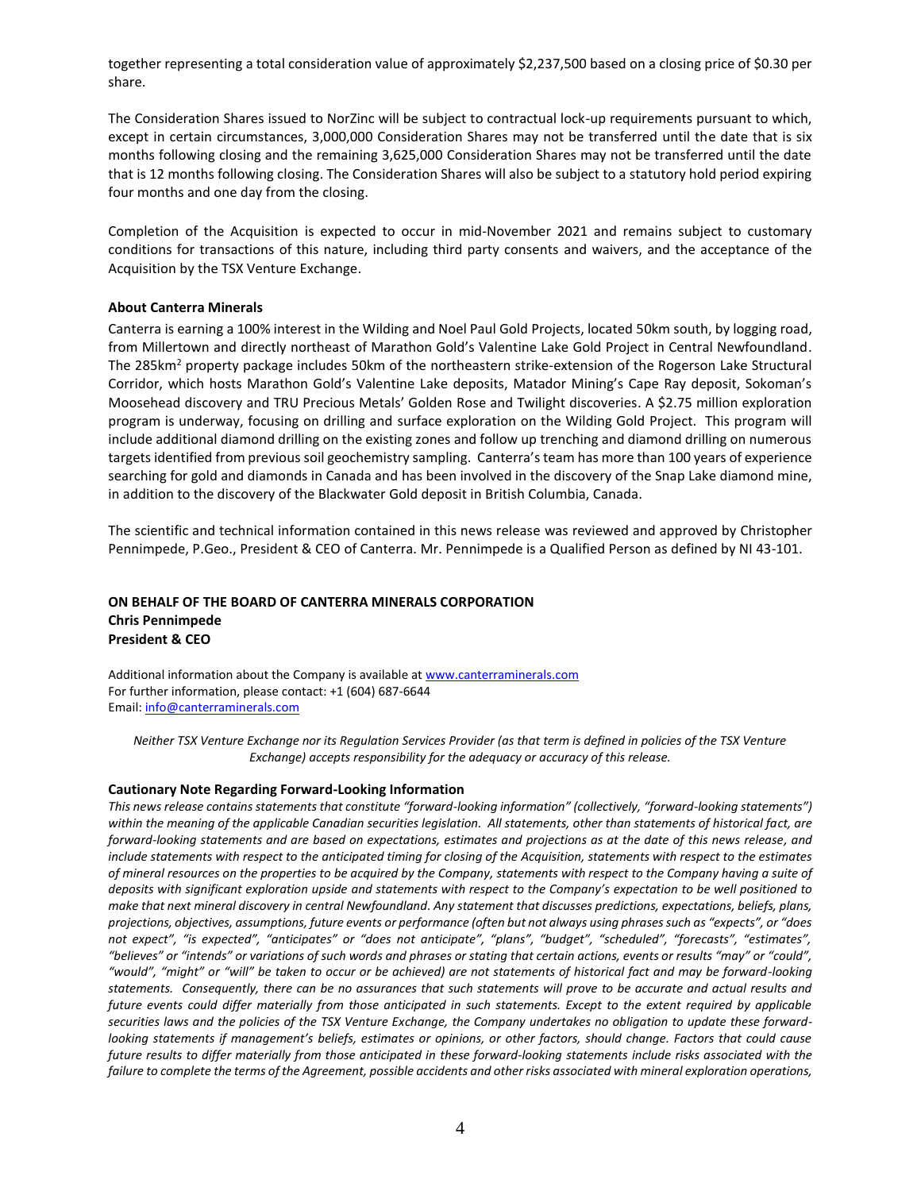together representing a total consideration value of approximately $2,237,500 based on a closing price of $0.30 per share.

The Consideration Shares issued to NorZinc will be subject to contractual lock-up requirements pursuant to which, except in certain circumstances, 3,000,000 Consideration Shares may not be transferred until the date that is six months following closing and the remaining 3,625,000 Consideration Shares may not be transferred until the date that is 12 months following closing. The Consideration Shares will also be subject to a statutory hold period expiring four months and one day from the closing.

Completion of the Acquisition is expected to occur in mid-November 2021 and remains subject to customary conditions for transactions of this nature, including third party consents and waivers, and the acceptance of the Acquisition by the TSX Venture Exchange.

**About Canterra Minerals**

Canterra is earning a 100% interest in the Wilding and Noel Paul Gold Projects, located 50km south, by logging road, from Millertown and directly northeast of Marathon Gold's Valentine Lake Gold Project in Central Newfoundland. The 285km$^2$ property package includes 50km of the northeastern strike-extension of the Rogerson Lake Structural Corridor, which hosts Marathon Gold's Valentine Lake deposits, Matador Mining's Cape Ray deposit, Sokoman's Moosehead discovery and TRU Precious Metals' Golden Rose and Twilight discoveries. A $2.75 million exploration program is underway, focusing on drilling and surface exploration on the Wilding Gold Project. This program will include additional diamond drilling on the existing zones and follow up trenching and diamond drilling on numerous targets identified from previous soil geochemistry sampling. Canterra's team has more than 100 years of experience searching for gold and diamonds in Canada and has been involved in the discovery of the Snap Lake diamond mine, in addition to the discovery of the Blackwater Gold deposit in British Columbia, Canada.

The scientific and technical information contained in this news release was reviewed and approved by Christopher Pennimpede, P.Geo., President & CEO of Canterra. Mr. Pennimpede is a Qualified Person as defined by NI 43-101.

**ON BEHALF OF THE BOARD OF CANTERRA MINERALS CORPORATION**
**Chris Pennimpede**
**President & CEO**

Additional information about the Company is available at [www.canterraminerals.com](www.canterraminerals.com)
For further information, please contact: +1 (604) 687-6644
Email: [info@canterraminerals.com](mailto:info@canterraminerals.com)

*Neither TSX Venture Exchange nor its Regulation Services Provider (as that term is defined in policies of the TSX Venture Exchange) accepts responsibility for the adequacy or accuracy of this release.*

**Cautionary Note Regarding Forward-Looking Information**

*This news release contains statements that constitute "forward-looking information" (collectively, "forward-looking statements") within the meaning of the applicable Canadian securities legislation. All statements, other than statements of historical fact, are forward-looking statements and are based on expectations, estimates and projections as at the date of this news release, and include statements with respect to the anticipated timing for closing of the Acquisition, statements with respect to the estimates of mineral resources on the properties to be acquired by the Company, statements with respect to the Company having a suite of deposits with significant exploration upside and statements with respect to the Company's expectation to be well positioned to make that next mineral discovery in central Newfoundland. Any statement that discusses predictions, expectations, beliefs, plans, projections, objectives, assumptions, future events or performance (often but not always using phrases such as "expects", or "does not expect", "is expected", "anticipates" or "does not anticipate", "plans", "budget", "scheduled", "forecasts", "estimates", "believes" or "intends" or variations of such words and phrases or stating that certain actions, events or results "may" or "could", "would", "might" or "will" be taken to occur or be achieved) are not statements of historical fact and may be forward-looking statements. Consequently, there can be no assurances that such statements will prove to be accurate and actual results and future events could differ materially from those anticipated in such statements. Except to the extent required by applicable securities laws and the policies of the TSX Venture Exchange, the Company undertakes no obligation to update these forward-looking statements if management's beliefs, estimates or opinions, or other factors, should change. Factors that could cause future results to differ materially from those anticipated in these forward-looking statements include risks associated with the failure to complete the terms of the Agreement, possible accidents and other risks associated with mineral exploration operations,*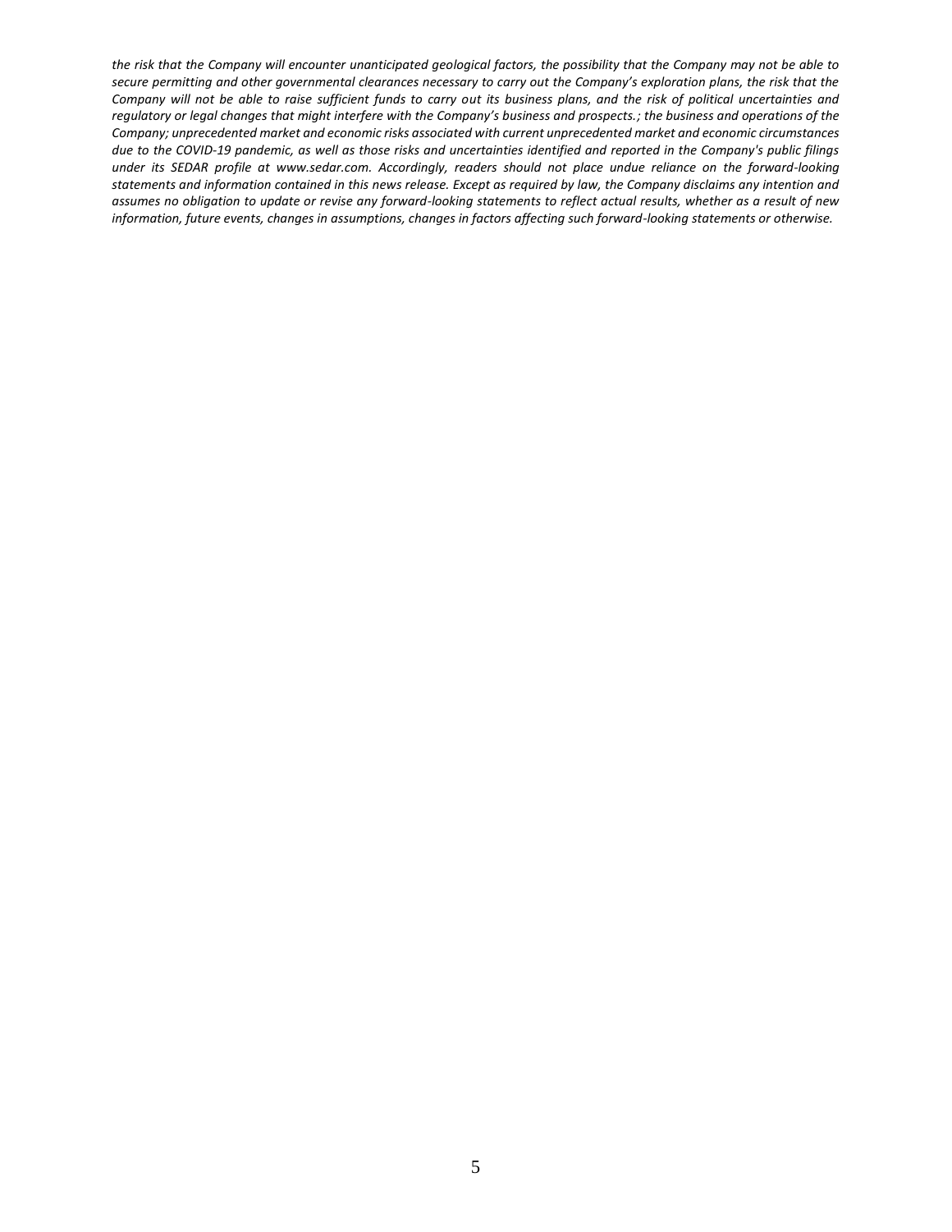*the risk that the Company will encounter unanticipated geological factors, the possibility that the Company may not be able to secure permitting and other governmental clearances necessary to carry out the Company's exploration plans, the risk that the Company will not be able to raise sufficient funds to carry out its business plans, and the risk of political uncertainties and regulatory or legal changes that might interfere with the Company's business and prospects.; the business and operations of the Company; unprecedented market and economic risks associated with current unprecedented market and economic circumstances due to the COVID-19 pandemic, as well as those risks and uncertainties identified and reported in the Company's public filings under its SEDAR profile at www.sedar.com. Accordingly, readers should not place undue reliance on the forward-looking statements and information contained in this news release. Except as required by law, the Company disclaims any intention and assumes no obligation to update or revise any forward-looking statements to reflect actual results, whether as a result of new information, future events, changes in assumptions, changes in factors affecting such forward-looking statements or otherwise.*